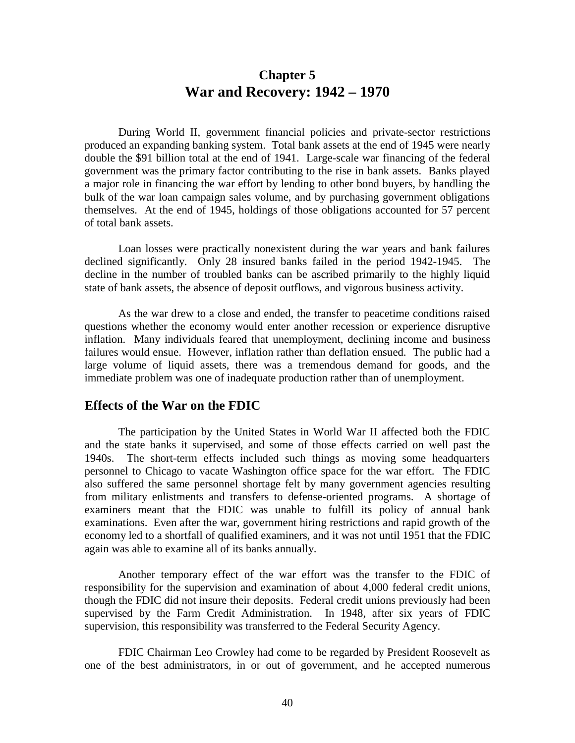# Chapter 5
# War and Recovery: 1942 – 1970

During World II, government financial policies and private-sector restrictions produced an expanding banking system. Total bank assets at the end of 1945 were nearly double the $91 billion total at the end of 1941. Large-scale war financing of the federal government was the primary factor contributing to the rise in bank assets. Banks played a major role in financing the war effort by lending to other bond buyers, by handling the bulk of the war loan campaign sales volume, and by purchasing government obligations themselves. At the end of 1945, holdings of those obligations accounted for 57 percent of total bank assets.

Loan losses were practically nonexistent during the war years and bank failures declined significantly. Only 28 insured banks failed in the period 1942-1945. The decline in the number of troubled banks can be ascribed primarily to the highly liquid state of bank assets, the absence of deposit outflows, and vigorous business activity.

As the war drew to a close and ended, the transfer to peacetime conditions raised questions whether the economy would enter another recession or experience disruptive inflation. Many individuals feared that unemployment, declining income and business failures would ensue. However, inflation rather than deflation ensued. The public had a large volume of liquid assets, there was a tremendous demand for goods, and the immediate problem was one of inadequate production rather than of unemployment.

## Effects of the War on the FDIC

The participation by the United States in World War II affected both the FDIC and the state banks it supervised, and some of those effects carried on well past the 1940s. The short-term effects included such things as moving some headquarters personnel to Chicago to vacate Washington office space for the war effort. The FDIC also suffered the same personnel shortage felt by many government agencies resulting from military enlistments and transfers to defense-oriented programs. A shortage of examiners meant that the FDIC was unable to fulfill its policy of annual bank examinations. Even after the war, government hiring restrictions and rapid growth of the economy led to a shortfall of qualified examiners, and it was not until 1951 that the FDIC again was able to examine all of its banks annually.

Another temporary effect of the war effort was the transfer to the FDIC of responsibility for the supervision and examination of about 4,000 federal credit unions, though the FDIC did not insure their deposits. Federal credit unions previously had been supervised by the Farm Credit Administration. In 1948, after six years of FDIC supervision, this responsibility was transferred to the Federal Security Agency.

FDIC Chairman Leo Crowley had come to be regarded by President Roosevelt as one of the best administrators, in or out of government, and he accepted numerous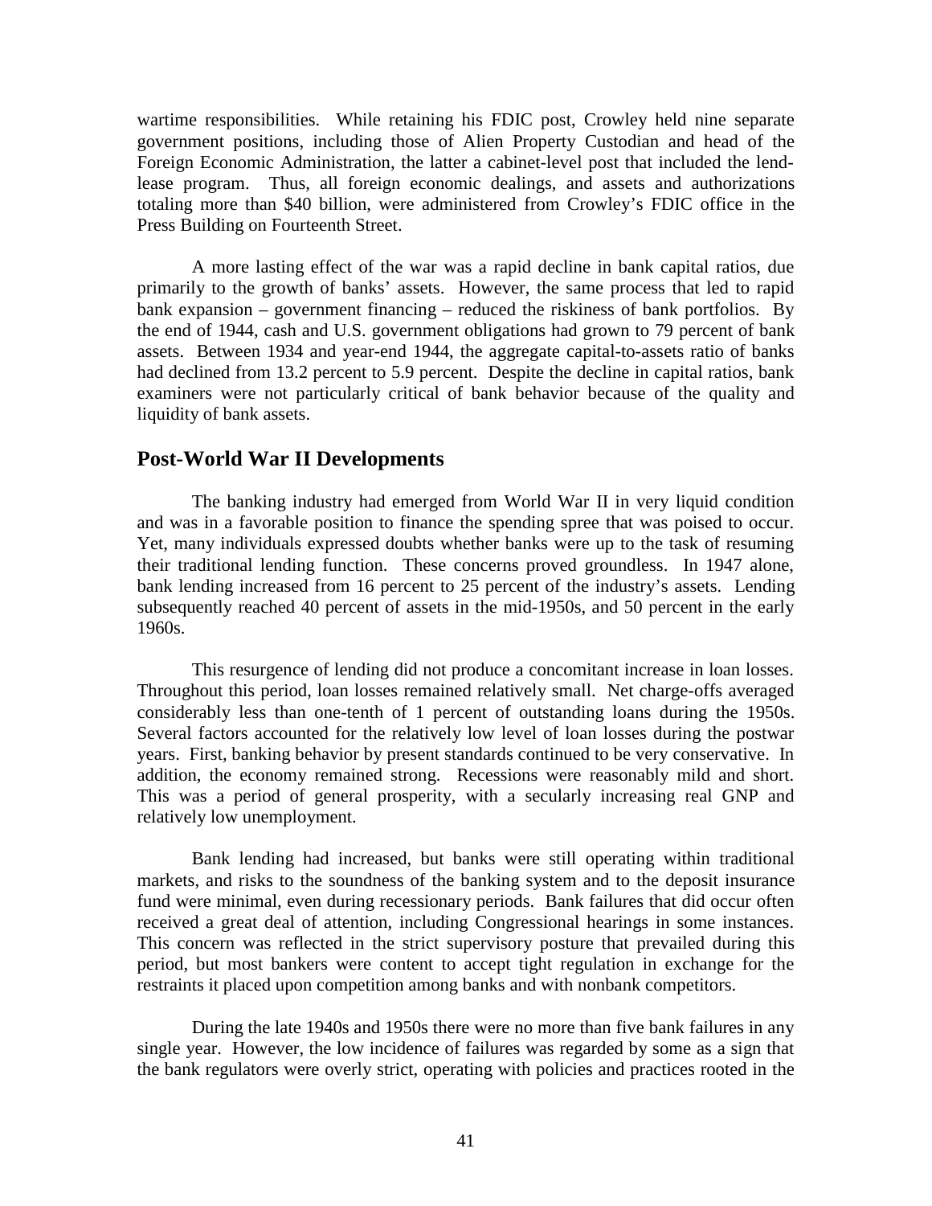wartime responsibilities. While retaining his FDIC post, Crowley held nine separate government positions, including those of Alien Property Custodian and head of the Foreign Economic Administration, the latter a cabinet-level post that included the lend-lease program. Thus, all foreign economic dealings, and assets and authorizations totaling more than $40 billion, were administered from Crowley's FDIC office in the Press Building on Fourteenth Street.

A more lasting effect of the war was a rapid decline in bank capital ratios, due primarily to the growth of banks' assets. However, the same process that led to rapid bank expansion – government financing – reduced the riskiness of bank portfolios. By the end of 1944, cash and U.S. government obligations had grown to 79 percent of bank assets. Between 1934 and year-end 1944, the aggregate capital-to-assets ratio of banks had declined from 13.2 percent to 5.9 percent. Despite the decline in capital ratios, bank examiners were not particularly critical of bank behavior because of the quality and liquidity of bank assets.

## Post-World War II Developments

The banking industry had emerged from World War II in very liquid condition and was in a favorable position to finance the spending spree that was poised to occur. Yet, many individuals expressed doubts whether banks were up to the task of resuming their traditional lending function. These concerns proved groundless. In 1947 alone, bank lending increased from 16 percent to 25 percent of the industry's assets. Lending subsequently reached 40 percent of assets in the mid-1950s, and 50 percent in the early 1960s.

This resurgence of lending did not produce a concomitant increase in loan losses. Throughout this period, loan losses remained relatively small. Net charge-offs averaged considerably less than one-tenth of 1 percent of outstanding loans during the 1950s. Several factors accounted for the relatively low level of loan losses during the postwar years. First, banking behavior by present standards continued to be very conservative. In addition, the economy remained strong. Recessions were reasonably mild and short. This was a period of general prosperity, with a secularly increasing real GNP and relatively low unemployment.

Bank lending had increased, but banks were still operating within traditional markets, and risks to the soundness of the banking system and to the deposit insurance fund were minimal, even during recessionary periods. Bank failures that did occur often received a great deal of attention, including Congressional hearings in some instances. This concern was reflected in the strict supervisory posture that prevailed during this period, but most bankers were content to accept tight regulation in exchange for the restraints it placed upon competition among banks and with nonbank competitors.

During the late 1940s and 1950s there were no more than five bank failures in any single year. However, the low incidence of failures was regarded by some as a sign that the bank regulators were overly strict, operating with policies and practices rooted in the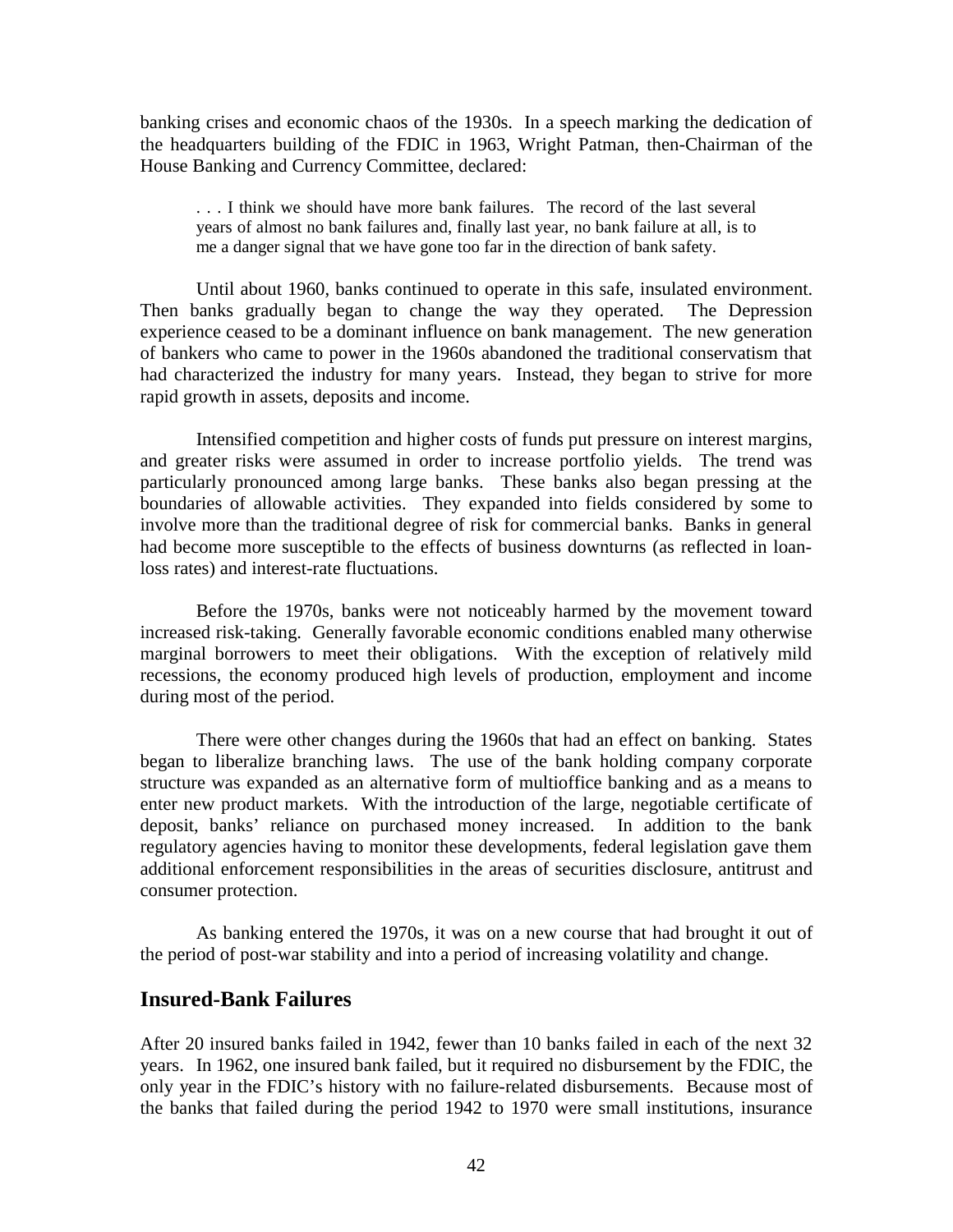banking crises and economic chaos of the 1930s. In a speech marking the dedication of the headquarters building of the FDIC in 1963, Wright Patman, then-Chairman of the House Banking and Currency Committee, declared:

> . . . I think we should have more bank failures. The record of the last several years of almost no bank failures and, finally last year, no bank failure at all, is to me a danger signal that we have gone too far in the direction of bank safety.

Until about 1960, banks continued to operate in this safe, insulated environment. Then banks gradually began to change the way they operated. The Depression experience ceased to be a dominant influence on bank management. The new generation of bankers who came to power in the 1960s abandoned the traditional conservatism that had characterized the industry for many years. Instead, they began to strive for more rapid growth in assets, deposits and income.

Intensified competition and higher costs of funds put pressure on interest margins, and greater risks were assumed in order to increase portfolio yields. The trend was particularly pronounced among large banks. These banks also began pressing at the boundaries of allowable activities. They expanded into fields considered by some to involve more than the traditional degree of risk for commercial banks. Banks in general had become more susceptible to the effects of business downturns (as reflected in loan-loss rates) and interest-rate fluctuations.

Before the 1970s, banks were not noticeably harmed by the movement toward increased risk-taking. Generally favorable economic conditions enabled many otherwise marginal borrowers to meet their obligations. With the exception of relatively mild recessions, the economy produced high levels of production, employment and income during most of the period.

There were other changes during the 1960s that had an effect on banking. States began to liberalize branching laws. The use of the bank holding company corporate structure was expanded as an alternative form of multioffice banking and as a means to enter new product markets. With the introduction of the large, negotiable certificate of deposit, banks' reliance on purchased money increased. In addition to the bank regulatory agencies having to monitor these developments, federal legislation gave them additional enforcement responsibilities in the areas of securities disclosure, antitrust and consumer protection.

As banking entered the 1970s, it was on a new course that had brought it out of the period of post-war stability and into a period of increasing volatility and change.

## Insured-Bank Failures

After 20 insured banks failed in 1942, fewer than 10 banks failed in each of the next 32 years. In 1962, one insured bank failed, but it required no disbursement by the FDIC, the only year in the FDIC's history with no failure-related disbursements. Because most of the banks that failed during the period 1942 to 1970 were small institutions, insurance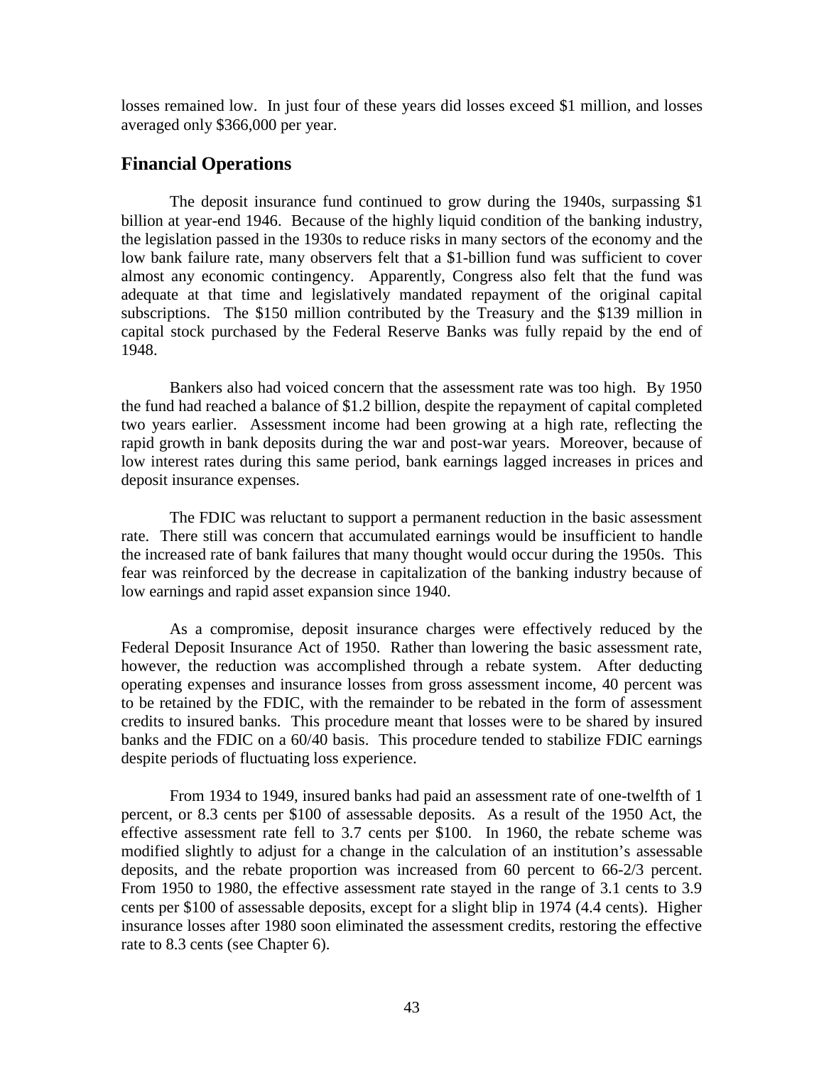losses remained low. In just four of these years did losses exceed $1 million, and losses averaged only $366,000 per year.

## Financial Operations

The deposit insurance fund continued to grow during the 1940s, surpassing $1 billion at year-end 1946. Because of the highly liquid condition of the banking industry, the legislation passed in the 1930s to reduce risks in many sectors of the economy and the low bank failure rate, many observers felt that a $1-billion fund was sufficient to cover almost any economic contingency. Apparently, Congress also felt that the fund was adequate at that time and legislatively mandated repayment of the original capital subscriptions. The $150 million contributed by the Treasury and the $139 million in capital stock purchased by the Federal Reserve Banks was fully repaid by the end of 1948.

Bankers also had voiced concern that the assessment rate was too high. By 1950 the fund had reached a balance of $1.2 billion, despite the repayment of capital completed two years earlier. Assessment income had been growing at a high rate, reflecting the rapid growth in bank deposits during the war and post-war years. Moreover, because of low interest rates during this same period, bank earnings lagged increases in prices and deposit insurance expenses.

The FDIC was reluctant to support a permanent reduction in the basic assessment rate. There still was concern that accumulated earnings would be insufficient to handle the increased rate of bank failures that many thought would occur during the 1950s. This fear was reinforced by the decrease in capitalization of the banking industry because of low earnings and rapid asset expansion since 1940.

As a compromise, deposit insurance charges were effectively reduced by the Federal Deposit Insurance Act of 1950. Rather than lowering the basic assessment rate, however, the reduction was accomplished through a rebate system. After deducting operating expenses and insurance losses from gross assessment income, 40 percent was to be retained by the FDIC, with the remainder to be rebated in the form of assessment credits to insured banks. This procedure meant that losses were to be shared by insured banks and the FDIC on a 60/40 basis. This procedure tended to stabilize FDIC earnings despite periods of fluctuating loss experience.

From 1934 to 1949, insured banks had paid an assessment rate of one-twelfth of 1 percent, or 8.3 cents per $100 of assessable deposits. As a result of the 1950 Act, the effective assessment rate fell to 3.7 cents per $100. In 1960, the rebate scheme was modified slightly to adjust for a change in the calculation of an institution's assessable deposits, and the rebate proportion was increased from 60 percent to 66-2/3 percent. From 1950 to 1980, the effective assessment rate stayed in the range of 3.1 cents to 3.9 cents per $100 of assessable deposits, except for a slight blip in 1974 (4.4 cents). Higher insurance losses after 1980 soon eliminated the assessment credits, restoring the effective rate to 8.3 cents (see Chapter 6).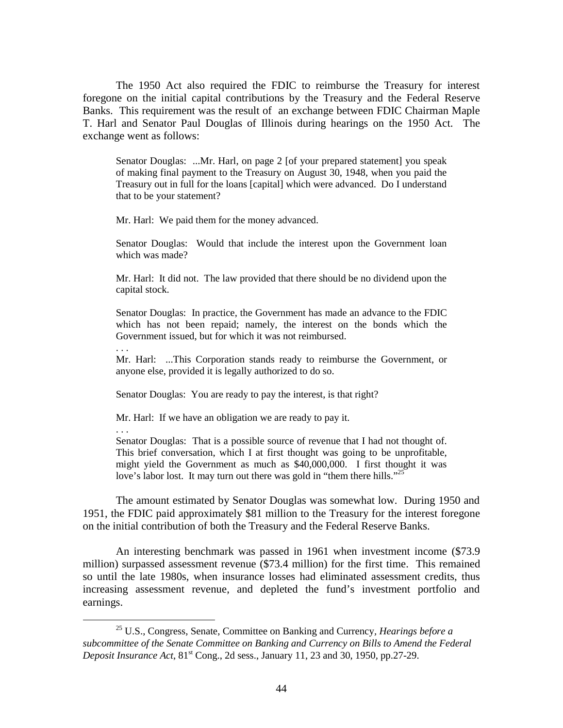The 1950 Act also required the FDIC to reimburse the Treasury for interest foregone on the initial capital contributions by the Treasury and the Federal Reserve Banks. This requirement was the result of an exchange between FDIC Chairman Maple T. Harl and Senator Paul Douglas of Illinois during hearings on the 1950 Act. The exchange went as follows:

> Senator Douglas: ...Mr. Harl, on page 2 [of your prepared statement] you speak of making final payment to the Treasury on August 30, 1948, when you paid the Treasury out in full for the loans [capital] which were advanced. Do I understand that to be your statement?
>
> Mr. Harl: We paid them for the money advanced.
>
> Senator Douglas: Would that include the interest upon the Government loan which was made?
>
> Mr. Harl: It did not. The law provided that there should be no dividend upon the capital stock.
>
> Senator Douglas: In practice, the Government has made an advance to the FDIC which has not been repaid; namely, the interest on the bonds which the Government issued, but for which it was not reimbursed.
>
> . . .
>
> Mr. Harl: ...This Corporation stands ready to reimburse the Government, or anyone else, provided it is legally authorized to do so.
>
> Senator Douglas: You are ready to pay the interest, is that right?
>
> Mr. Harl: If we have an obligation we are ready to pay it.
>
> . . .
>
> Senator Douglas: That is a possible source of revenue that I had not thought of. This brief conversation, which I at first thought was going to be unprofitable, might yield the Government as much as $40,000,000. I first thought it was love's labor lost. It may turn out there was gold in "them there hills."[25]

The amount estimated by Senator Douglas was somewhat low. During 1950 and 1951, the FDIC paid approximately $81 million to the Treasury for the interest foregone on the initial contribution of both the Treasury and the Federal Reserve Banks.

An interesting benchmark was passed in 1961 when investment income ($73.9 million) surpassed assessment revenue ($73.4 million) for the first time. This remained so until the late 1980s, when insurance losses had eliminated assessment credits, thus increasing assessment revenue, and depleted the fund's investment portfolio and earnings.

---

[25] U.S., Congress, Senate, Committee on Banking and Currency, *Hearings before a subcommittee of the Senate Committee on Banking and Currency on Bills to Amend the Federal Deposit Insurance Act*, 81st Cong., 2d sess., January 11, 23 and 30, 1950, pp.27-29.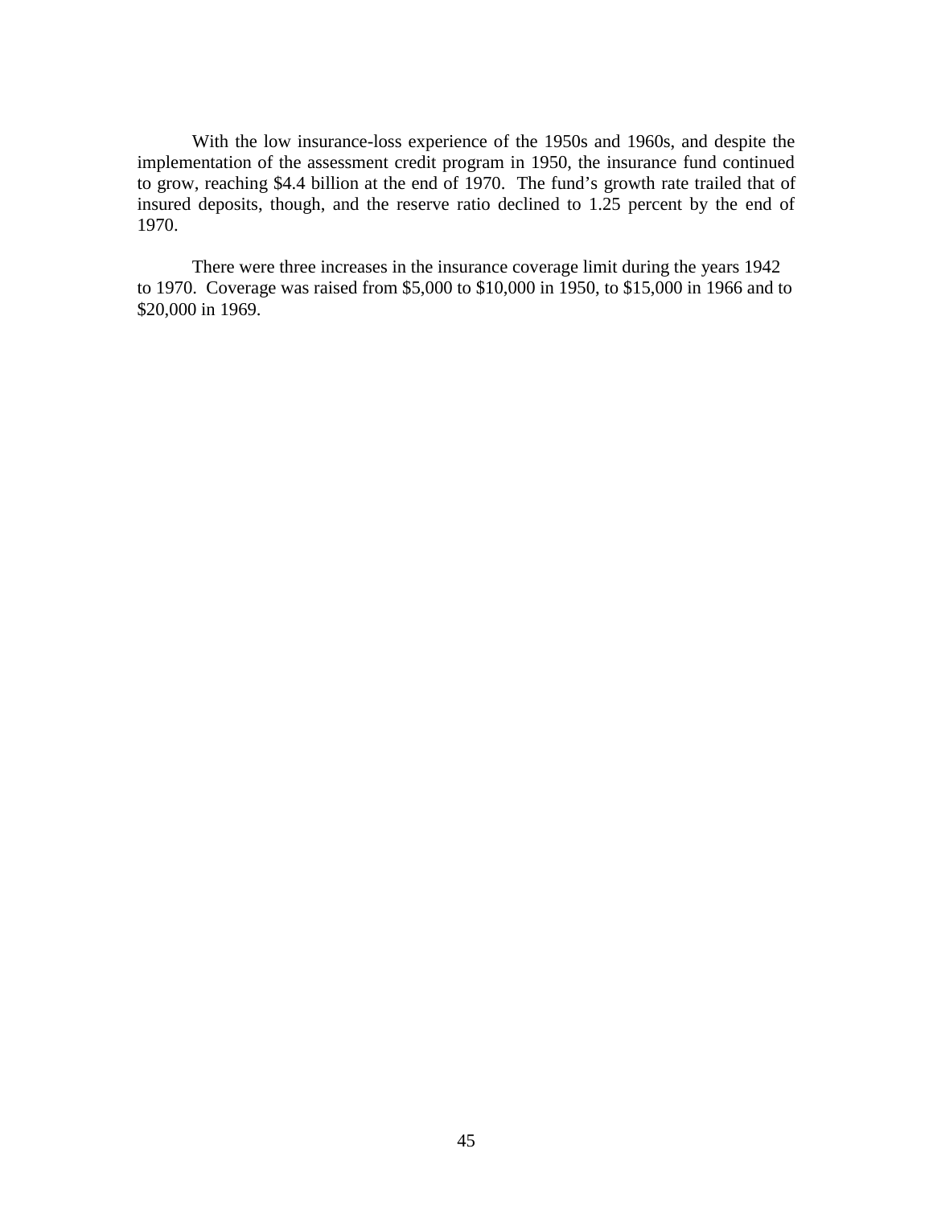With the low insurance-loss experience of the 1950s and 1960s, and despite the implementation of the assessment credit program in 1950, the insurance fund continued to grow, reaching $4.4 billion at the end of 1970. The fund's growth rate trailed that of insured deposits, though, and the reserve ratio declined to 1.25 percent by the end of 1970.

There were three increases in the insurance coverage limit during the years 1942 to 1970. Coverage was raised from $5,000 to $10,000 in 1950, to $15,000 in 1966 and to $20,000 in 1969.